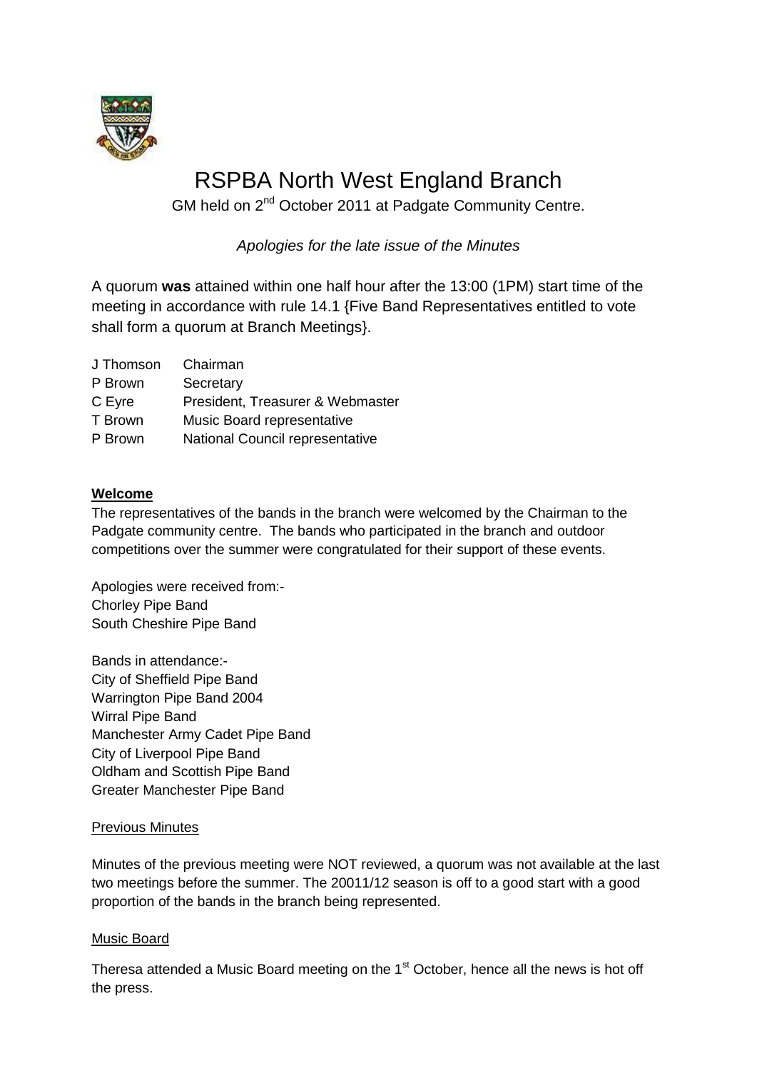# RSPBA North West England Branch

GM held on 2nd October 2011 at Padgate Community Centre.

*Apologies for the late issue of the Minutes*

A quorum **was** attained within one half hour after the 13:00 (1PM) start time of the meeting in accordance with rule 14.1 {Five Band Representatives entitled to vote shall form a quorum at Branch Meetings}.

| | |
|---|---|
| J Thomson | Chairman |
| P Brown | Secretary |
| C Eyre | President, Treasurer & Webmaster |
| T Brown | Music Board representative |
| P Brown | National Council representative |

## Welcome

The representatives of the bands in the branch were welcomed by the Chairman to the Padgate community centre. The bands who participated in the branch and outdoor competitions over the summer were congratulated for their support of these events.

Apologies were received from:-
Chorley Pipe Band
South Cheshire Pipe Band

Bands in attendance:-
City of Sheffield Pipe Band
Warrington Pipe Band 2004
Wirral Pipe Band
Manchester Army Cadet Pipe Band
City of Liverpool Pipe Band
Oldham and Scottish Pipe Band
Greater Manchester Pipe Band

### Previous Minutes

Minutes of the previous meeting were NOT reviewed, a quorum was not available at the last two meetings before the summer. The 20011/12 season is off to a good start with a good proportion of the bands in the branch being represented.

### Music Board

Theresa attended a Music Board meeting on the 1st October, hence all the news is hot off the press.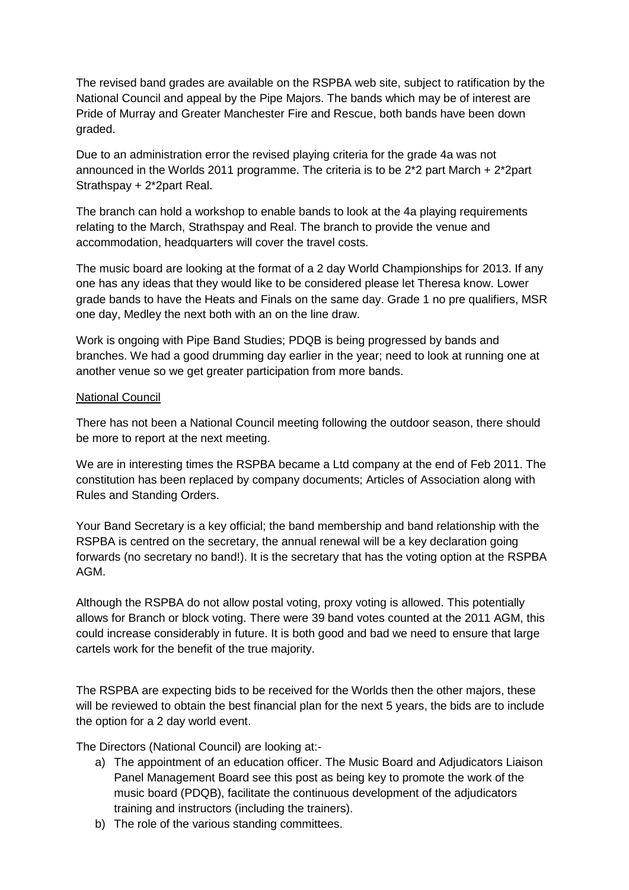The revised band grades are available on the RSPBA web site, subject to ratification by the National Council and appeal by the Pipe Majors. The bands which may be of interest are Pride of Murray and Greater Manchester Fire and Rescue, both bands have been down graded.

Due to an administration error the revised playing criteria for the grade 4a was not announced in the Worlds 2011 programme. The criteria is to be 2*2 part March + 2*2part Strathspay + 2*2part Real.

The branch can hold a workshop to enable bands to look at the 4a playing requirements relating to the March, Strathspay and Real. The branch to provide the venue and accommodation, headquarters will cover the travel costs.

The music board are looking at the format of a 2 day World Championships for 2013. If any one has any ideas that they would like to be considered please let Theresa know. Lower grade bands to have the Heats and Finals on the same day. Grade 1 no pre qualifiers, MSR one day, Medley the next both with an on the line draw.

Work is ongoing with Pipe Band Studies; PDQB is being progressed by bands and branches. We had a good drumming day earlier in the year; need to look at running one at another venue so we get greater participation from more bands.

<u>National Council</u>

There has not been a National Council meeting following the outdoor season, there should be more to report at the next meeting.

We are in interesting times the RSPBA became a Ltd company at the end of Feb 2011. The constitution has been replaced by company documents; Articles of Association along with Rules and Standing Orders.

Your Band Secretary is a key official; the band membership and band relationship with the RSPBA is centred on the secretary, the annual renewal will be a key declaration going forwards (no secretary no band!). It is the secretary that has the voting option at the RSPBA AGM.

Although the RSPBA do not allow postal voting, proxy voting is allowed. This potentially allows for Branch or block voting. There were 39 band votes counted at the 2011 AGM, this could increase considerably in future. It is both good and bad we need to ensure that large cartels work for the benefit of the true majority.

The RSPBA are expecting bids to be received for the Worlds then the other majors, these will be reviewed to obtain the best financial plan for the next 5 years, the bids are to include the option for a 2 day world event.

The Directors (National Council) are looking at:-

a) The appointment of an education officer. The Music Board and Adjudicators Liaison Panel Management Board see this post as being key to promote the work of the music board (PDQB), facilitate the continuous development of the adjudicators training and instructors (including the trainers).
b) The role of the various standing committees.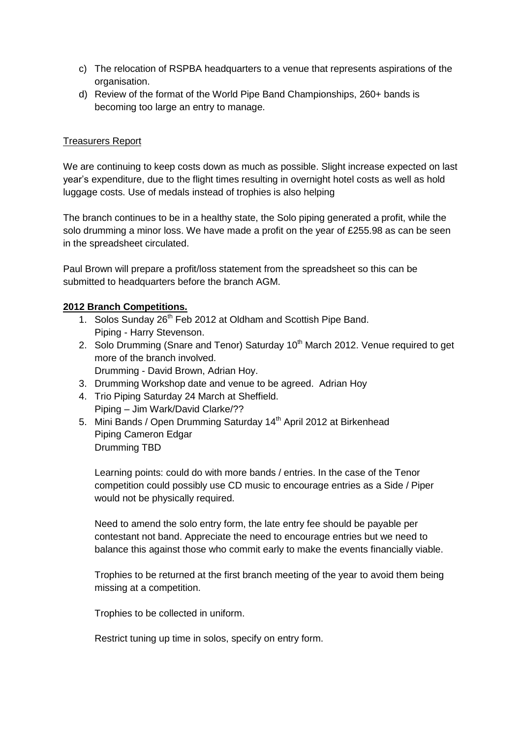c) The relocation of RSPBA headquarters to a venue that represents aspirations of the organisation.
d) Review of the format of the World Pipe Band Championships, 260+ bands is becoming too large an entry to manage.

<u>Treasurers Report</u>

We are continuing to keep costs down as much as possible. Slight increase expected on last year's expenditure, due to the flight times resulting in overnight hotel costs as well as hold luggage costs. Use of medals instead of trophies is also helping

The branch continues to be in a healthy state, the Solo piping generated a profit, while the solo drumming a minor loss. We have made a profit on the year of £255.98 as can be seen in the spreadsheet circulated.

Paul Brown will prepare a profit/loss statement from the spreadsheet so this can be submitted to headquarters before the branch AGM.

**2012 Branch Competitions.**

1. Solos Sunday 26th Feb 2012 at Oldham and Scottish Pipe Band.
   Piping - Harry Stevenson.
2. Solo Drumming (Snare and Tenor) Saturday 10th March 2012. Venue required to get more of the branch involved.
   Drumming - David Brown, Adrian Hoy.
3. Drumming Workshop date and venue to be agreed. Adrian Hoy
4. Trio Piping Saturday 24 March at Sheffield.
   Piping – Jim Wark/David Clarke/??
5. Mini Bands / Open Drumming Saturday 14th April 2012 at Birkenhead
   Piping Cameron Edgar
   Drumming TBD

   Learning points: could do with more bands / entries. In the case of the Tenor competition could possibly use CD music to encourage entries as a Side / Piper would not be physically required.

   Need to amend the solo entry form, the late entry fee should be payable per contestant not band. Appreciate the need to encourage entries but we need to balance this against those who commit early to make the events financially viable.

   Trophies to be returned at the first branch meeting of the year to avoid them being missing at a competition.

   Trophies to be collected in uniform.

   Restrict tuning up time in solos, specify on entry form.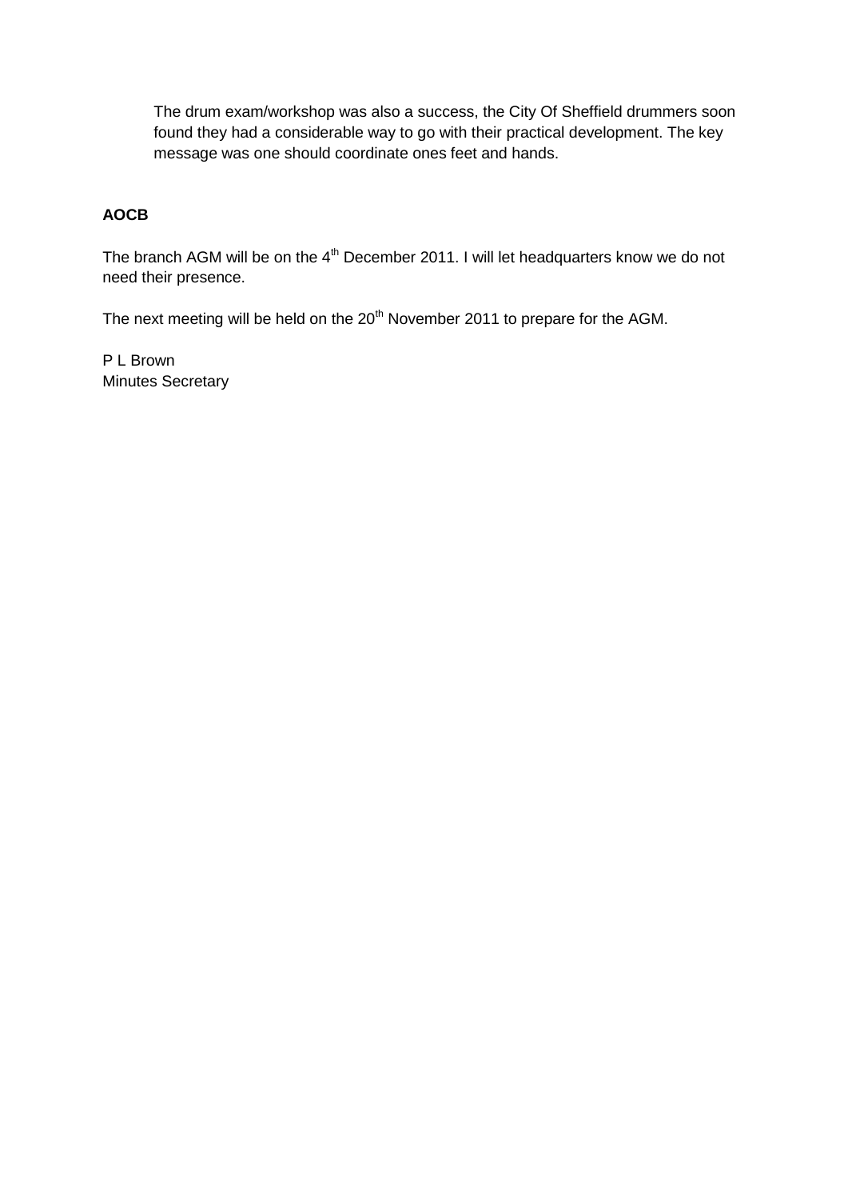The drum exam/workshop was also a success, the City Of Sheffield drummers soon found they had a considerable way to go with their practical development. The key message was one should coordinate ones feet and hands.

**AOCB**

The branch AGM will be on the 4th December 2011. I will let headquarters know we do not need their presence.

The next meeting will be held on the 20th November 2011 to prepare for the AGM.

P L Brown  
Minutes Secretary